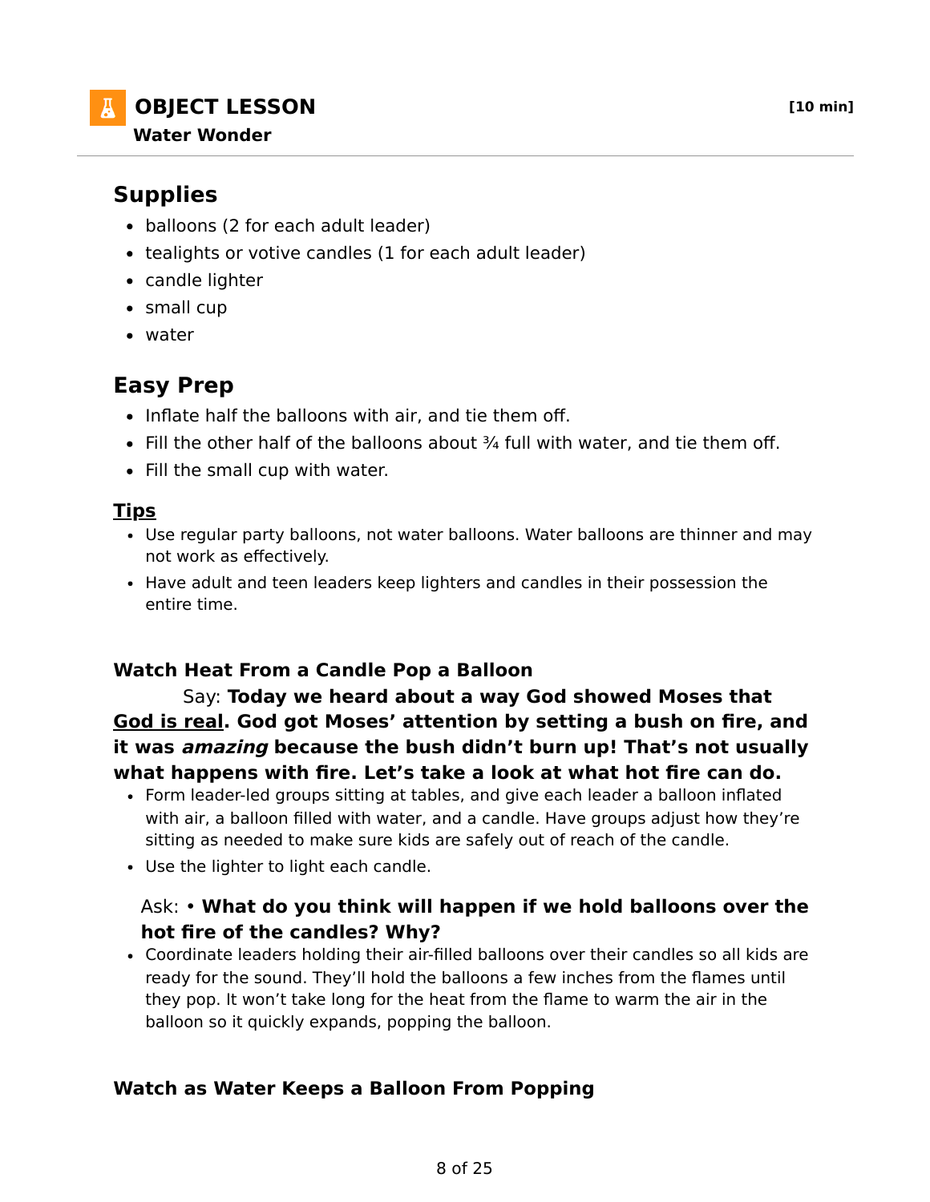# OBJECT LESSON

**[10 min]**

**Water Wonder**

## Supplies

- balloons (2 for each adult leader)
- tealights or votive candles (1 for each adult leader)
- candle lighter
- small cup
- water

## Easy Prep

- Inflate half the balloons with air, and tie them off.
- Fill the other half of the balloons about ¾ full with water, and tie them off.
- Fill the small cup with water.

### Tips

- Use regular party balloons, not water balloons. Water balloons are thinner and may not work as effectively.
- Have adult and teen leaders keep lighters and candles in their possession the entire time.

### Watch Heat From a Candle Pop a Balloon

Say: **Today we heard about a way God showed Moses that <u>God is real</u>. God got Moses' attention by setting a bush on fire, and it was *amazing* because the bush didn't burn up! That's not usually what happens with fire. Let's take a look at what hot fire can do.**

- Form leader-led groups sitting at tables, and give each leader a balloon inflated with air, a balloon filled with water, and a candle. Have groups adjust how they're sitting as needed to make sure kids are safely out of reach of the candle.
- Use the lighter to light each candle.

Ask: • **What do you think will happen if we hold balloons over the hot fire of the candles? Why?**

- Coordinate leaders holding their air-filled balloons over their candles so all kids are ready for the sound. They'll hold the balloons a few inches from the flames until they pop. It won't take long for the heat from the flame to warm the air in the balloon so it quickly expands, popping the balloon.

### Watch as Water Keeps a Balloon From Popping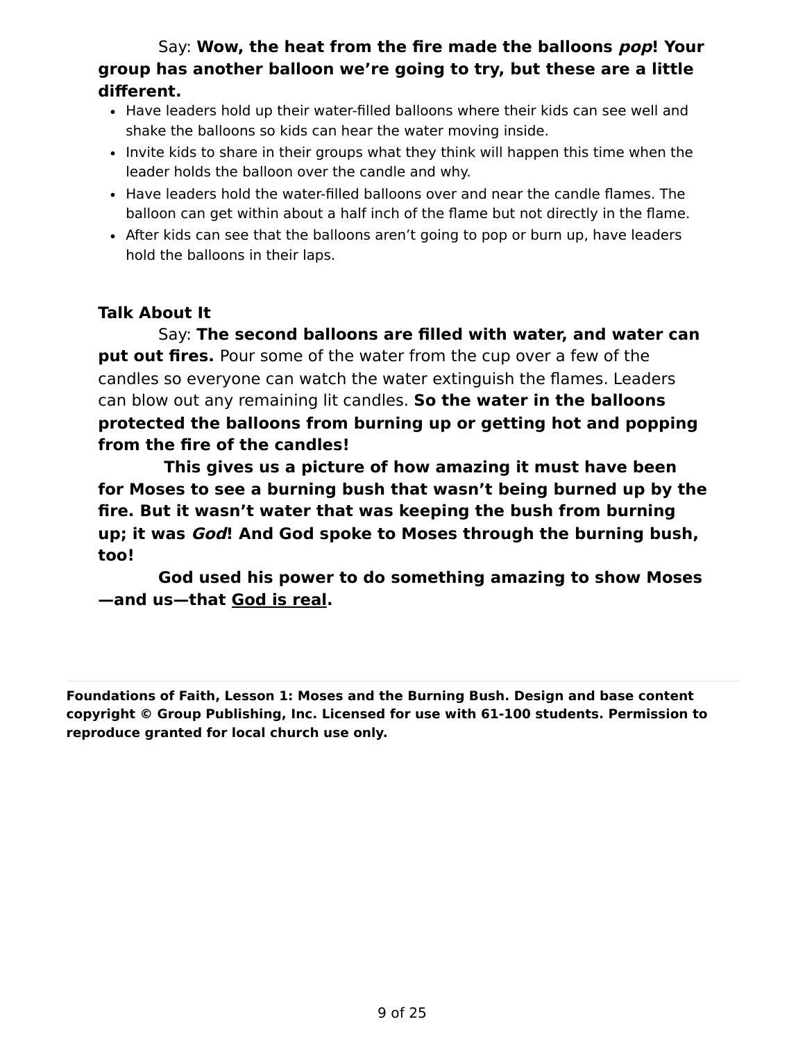Say: **Wow, the heat from the fire made the balloons *pop*! Your group has another balloon we're going to try, but these are a little different.**

- Have leaders hold up their water-filled balloons where their kids can see well and shake the balloons so kids can hear the water moving inside.
- Invite kids to share in their groups what they think will happen this time when the leader holds the balloon over the candle and why.
- Have leaders hold the water-filled balloons over and near the candle flames. The balloon can get within about a half inch of the flame but not directly in the flame.
- After kids can see that the balloons aren't going to pop or burn up, have leaders hold the balloons in their laps.

**Talk About It**

Say: **The second balloons are filled with water, and water can put out fires.** Pour some of the water from the cup over a few of the candles so everyone can watch the water extinguish the flames. Leaders can blow out any remaining lit candles. **So the water in the balloons protected the balloons from burning up or getting hot and popping from the fire of the candles!**

**This gives us a picture of how amazing it must have been for Moses to see a burning bush that wasn't being burned up by the fire. But it wasn't water that was keeping the bush from burning up; it was *God*! And God spoke to Moses through the burning bush, too!**

**God used his power to do something amazing to show Moses—and us—that <u>God is real</u>.**

**Foundations of Faith, Lesson 1: Moses and the Burning Bush. Design and base content copyright © Group Publishing, Inc. Licensed for use with 61-100 students. Permission to reproduce granted for local church use only.**